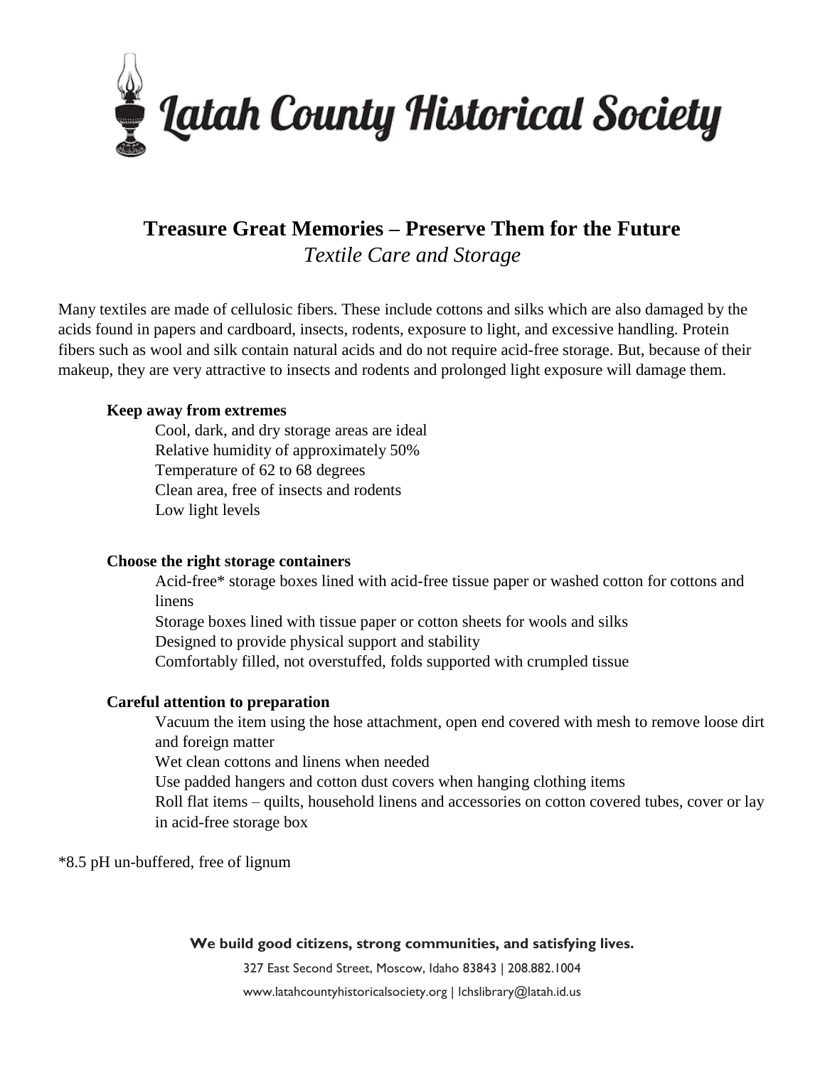# Latah County Historical Society

## Treasure Great Memories – Preserve Them for the Future

*Textile Care and Storage*

Many textiles are made of cellulosic fibers. These include cottons and silks which are also damaged by the acids found in papers and cardboard, insects, rodents, exposure to light, and excessive handling. Protein fibers such as wool and silk contain natural acids and do not require acid-free storage. But, because of their makeup, they are very attractive to insects and rodents and prolonged light exposure will damage them.

**Keep away from extremes**

- Cool, dark, and dry storage areas are ideal
- Relative humidity of approximately 50%
- Temperature of 62 to 68 degrees
- Clean area, free of insects and rodents
- Low light levels

**Choose the right storage containers**

- Acid-free* storage boxes lined with acid-free tissue paper or washed cotton for cottons and linens
- Storage boxes lined with tissue paper or cotton sheets for wools and silks
- Designed to provide physical support and stability
- Comfortably filled, not overstuffed, folds supported with crumpled tissue

**Careful attention to preparation**

- Vacuum the item using the hose attachment, open end covered with mesh to remove loose dirt and foreign matter
- Wet clean cottons and linens when needed
- Use padded hangers and cotton dust covers when hanging clothing items
- Roll flat items – quilts, household linens and accessories on cotton covered tubes, cover or lay in acid-free storage box

*8.5 pH un-buffered, free of lignum

**We build good citizens, strong communities, and satisfying lives.**

327 East Second Street, Moscow, Idaho 83843 | 208.882.1004

www.latahcountyhistoricalsociety.org | lchslibrary@latah.id.us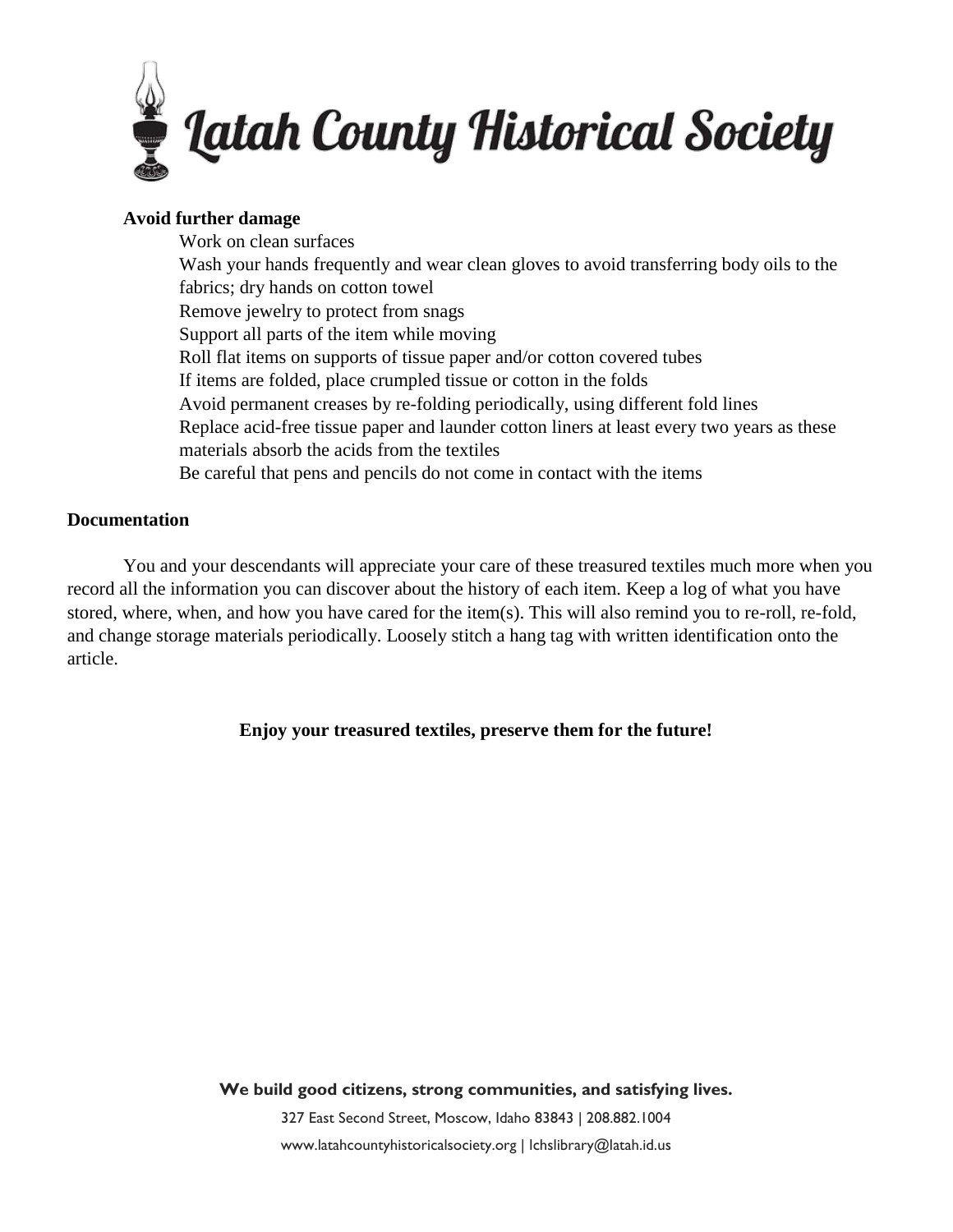Latah County Historical Society

**Avoid further damage**

Work on clean surfaces
Wash your hands frequently and wear clean gloves to avoid transferring body oils to the fabrics; dry hands on cotton towel
Remove jewelry to protect from snags
Support all parts of the item while moving
Roll flat items on supports of tissue paper and/or cotton covered tubes
If items are folded, place crumpled tissue or cotton in the folds
Avoid permanent creases by re-folding periodically, using different fold lines
Replace acid-free tissue paper and launder cotton liners at least every two years as these materials absorb the acids from the textiles
Be careful that pens and pencils do not come in contact with the items

**Documentation**

You and your descendants will appreciate your care of these treasured textiles much more when you record all the information you can discover about the history of each item. Keep a log of what you have stored, where, when, and how you have cared for the item(s). This will also remind you to re-roll, re-fold, and change storage materials periodically. Loosely stitch a hang tag with written identification onto the article.

**Enjoy your treasured textiles, preserve them for the future!**

**We build good citizens, strong communities, and satisfying lives.**

327 East Second Street, Moscow, Idaho 83843 | 208.882.1004

www.latahcountyhistoricalsociety.org | lchslibrary@latah.id.us